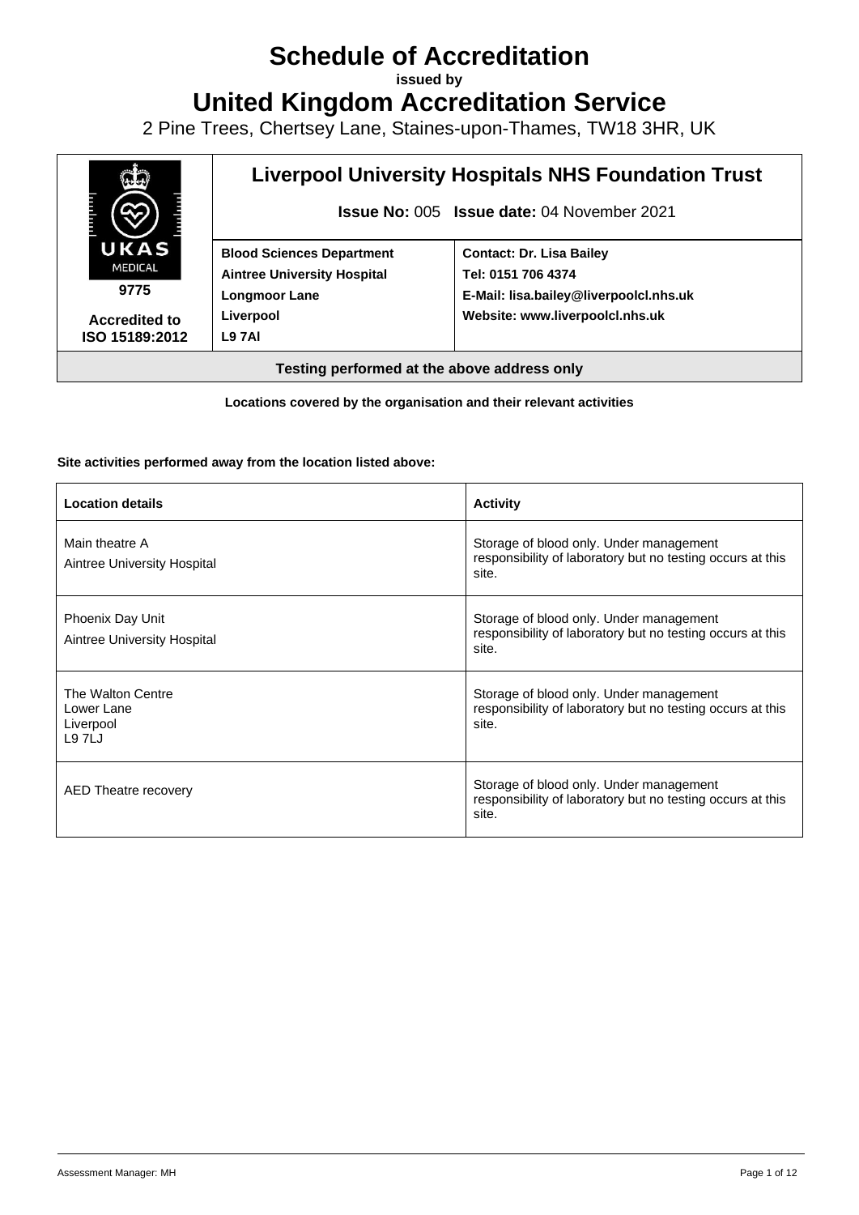# Schedule of Accreditation

**issued by**

# United Kingdom Accreditation Service

2 Pine Trees, Chertsey Lane, Staines-upon-Thames, TW18 3HR, UK

| UKAS MEDICAL **9775** **Accredited to ISO 15189:2012** | **Liverpool University Hospitals NHS Foundation Trust** **Issue No:** 005 **Issue date:** 04 November 2021 | |
|---|---|---|
| | **Blood Sciences Department** **Aintree University Hospital** **Longmoor Lane** **Liverpool** **L9 7Al** | **Contact: Dr. Lisa Bailey** **Tel: 0151 706 4374** **E-Mail: lisa.bailey@liverpoolcl.nhs.uk** **Website: www.liverpoolcl.nhs.uk** |
| **Testing performed at the above address only** | | |

**Locations covered by the organisation and their relevant activities**

**Site activities performed away from the location listed above:**

| **Location details** | **Activity** |
|---|---|
| Main theatre A<br>Aintree University Hospital | Storage of blood only. Under management responsibility of laboratory but no testing occurs at this site. |
| Phoenix Day Unit<br>Aintree University Hospital | Storage of blood only. Under management responsibility of laboratory but no testing occurs at this site. |
| The Walton Centre<br>Lower Lane<br>Liverpool<br>L9 7LJ | Storage of blood only. Under management responsibility of laboratory but no testing occurs at this site. |
| AED Theatre recovery | Storage of blood only. Under management responsibility of laboratory but no testing occurs at this site. |

Assessment Manager: MH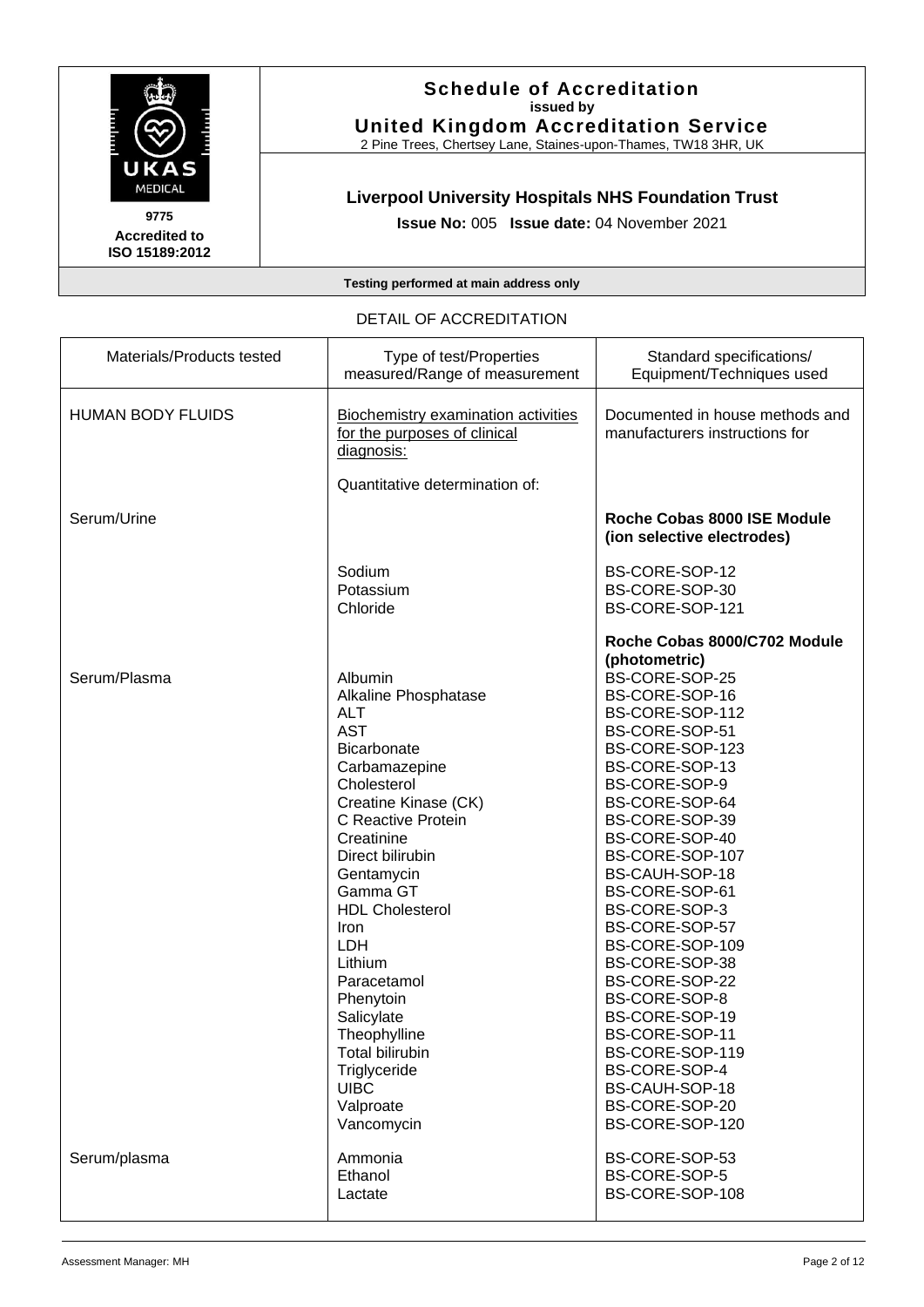# Schedule of Accreditation

**issued by**

**United Kingdom Accreditation Service**

2 Pine Trees, Chertsey Lane, Staines-upon-Thames, TW18 3HR, UK

UKAS MEDICAL

**9775**

**Accredited to ISO 15189:2012**

## Liverpool University Hospitals NHS Foundation Trust

**Issue No:** 005 **Issue date:** 04 November 2021

**Testing performed at main address only**

DETAIL OF ACCREDITATION

| Materials/Products tested | Type of test/Properties measured/Range of measurement | Standard specifications/ Equipment/Techniques used |
|---|---|---|
| HUMAN BODY FLUIDS | Biochemistry examination activities for the purposes of clinical diagnosis: | Documented in house methods and manufacturers instructions for |
| | Quantitative determination of: | |
| Serum/Urine | | **Roche Cobas 8000 ISE Module (ion selective electrodes)** |
| | Sodium | BS-CORE-SOP-12 |
| | Potassium | BS-CORE-SOP-30 |
| | Chloride | BS-CORE-SOP-121 |
| | | **Roche Cobas 8000/C702 Module (photometric)** |
| Serum/Plasma | Albumin | BS-CORE-SOP-25 |
| | Alkaline Phosphatase | BS-CORE-SOP-16 |
| | ALT | BS-CORE-SOP-112 |
| | AST | BS-CORE-SOP-51 |
| | Bicarbonate | BS-CORE-SOP-123 |
| | Carbamazepine | BS-CORE-SOP-13 |
| | Cholesterol | BS-CORE-SOP-9 |
| | Creatine Kinase (CK) | BS-CORE-SOP-64 |
| | C Reactive Protein | BS-CORE-SOP-39 |
| | Creatinine | BS-CORE-SOP-40 |
| | Direct bilirubin | BS-CORE-SOP-107 |
| | Gentamycin | BS-CAUH-SOP-18 |
| | Gamma GT | BS-CORE-SOP-61 |
| | HDL Cholesterol | BS-CORE-SOP-3 |
| | Iron | BS-CORE-SOP-57 |
| | LDH | BS-CORE-SOP-109 |
| | Lithium | BS-CORE-SOP-38 |
| | Paracetamol | BS-CORE-SOP-22 |
| | Phenytoin | BS-CORE-SOP-8 |
| | Salicylate | BS-CORE-SOP-19 |
| | Theophylline | BS-CORE-SOP-11 |
| | Total bilirubin | BS-CORE-SOP-119 |
| | Triglyceride | BS-CORE-SOP-4 |
| | UIBC | BS-CAUH-SOP-18 |
| | Valproate | BS-CORE-SOP-20 |
| | Vancomycin | BS-CORE-SOP-120 |
| Serum/plasma | Ammonia | BS-CORE-SOP-53 |
| | Ethanol | BS-CORE-SOP-5 |
| | Lactate | BS-CORE-SOP-108 |

Assessment Manager: MH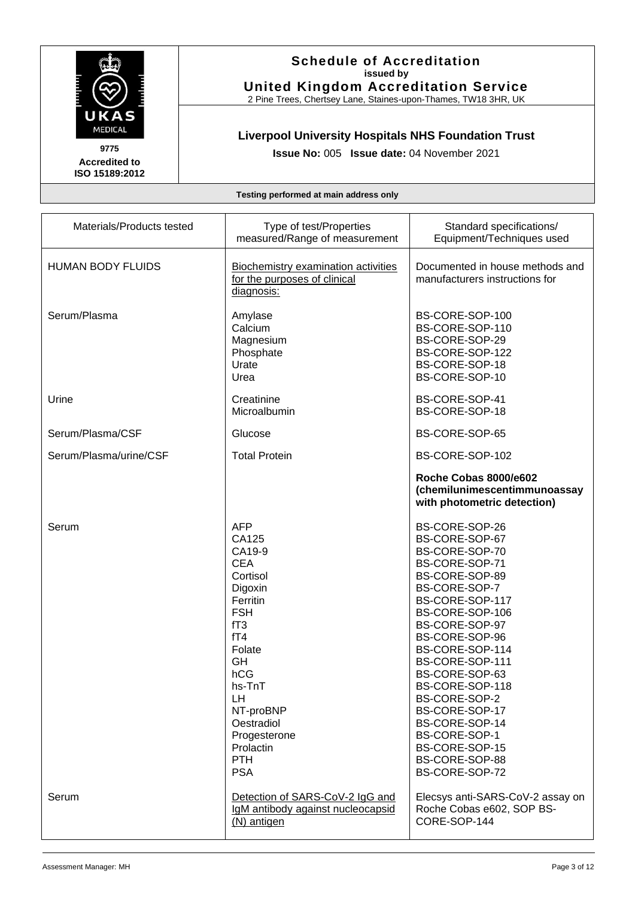# Schedule of Accreditation

**issued by**

**United Kingdom Accreditation Service**

2 Pine Trees, Chertsey Lane, Staines-upon-Thames, TW18 3HR, UK

UKAS MEDICAL

9775

**Accredited to ISO 15189:2012**

## Liverpool University Hospitals NHS Foundation Trust

**Issue No:** 005 **Issue date:** 04 November 2021

**Testing performed at main address only**

| Materials/Products tested | Type of test/Properties measured/Range of measurement | Standard specifications/ Equipment/Techniques used |
|---|---|---|
| HUMAN BODY FLUIDS | Biochemistry examination activities for the purposes of clinical diagnosis: | Documented in house methods and manufacturers instructions for |
| Serum/Plasma | Amylase<br>Calcium<br>Magnesium<br>Phosphate<br>Urate<br>Urea | BS-CORE-SOP-100<br>BS-CORE-SOP-110<br>BS-CORE-SOP-29<br>BS-CORE-SOP-122<br>BS-CORE-SOP-18<br>BS-CORE-SOP-10 |
| Urine | Creatinine<br>Microalbumin | BS-CORE-SOP-41<br>BS-CORE-SOP-18 |
| Serum/Plasma/CSF | Glucose | BS-CORE-SOP-65 |
| Serum/Plasma/urine/CSF | Total Protein | BS-CORE-SOP-102 |
| | | **Roche Cobas 8000/e602 (chemilunimescentimmunoassay with photometric detection)** |
| Serum | AFP<br>CA125<br>CA19-9<br>CEA<br>Cortisol<br>Digoxin<br>Ferritin<br>FSH<br>fT3<br>fT4<br>Folate<br>GH<br>hCG<br>hs-TnT<br>LH<br>NT-proBNP<br>Oestradiol<br>Progesterone<br>Prolactin<br>PTH<br>PSA | BS-CORE-SOP-26<br>BS-CORE-SOP-67<br>BS-CORE-SOP-70<br>BS-CORE-SOP-71<br>BS-CORE-SOP-89<br>BS-CORE-SOP-7<br>BS-CORE-SOP-117<br>BS-CORE-SOP-106<br>BS-CORE-SOP-97<br>BS-CORE-SOP-96<br>BS-CORE-SOP-114<br>BS-CORE-SOP-111<br>BS-CORE-SOP-63<br>BS-CORE-SOP-118<br>BS-CORE-SOP-2<br>BS-CORE-SOP-17<br>BS-CORE-SOP-14<br>BS-CORE-SOP-1<br>BS-CORE-SOP-15<br>BS-CORE-SOP-88<br>BS-CORE-SOP-72 |
| Serum | Detection of SARS-CoV-2 IgG and IgM antibody against nucleocapsid (N) antigen | Elecsys anti-SARS-CoV-2 assay on Roche Cobas e602, SOP BS-CORE-SOP-144 |

Assessment Manager: MH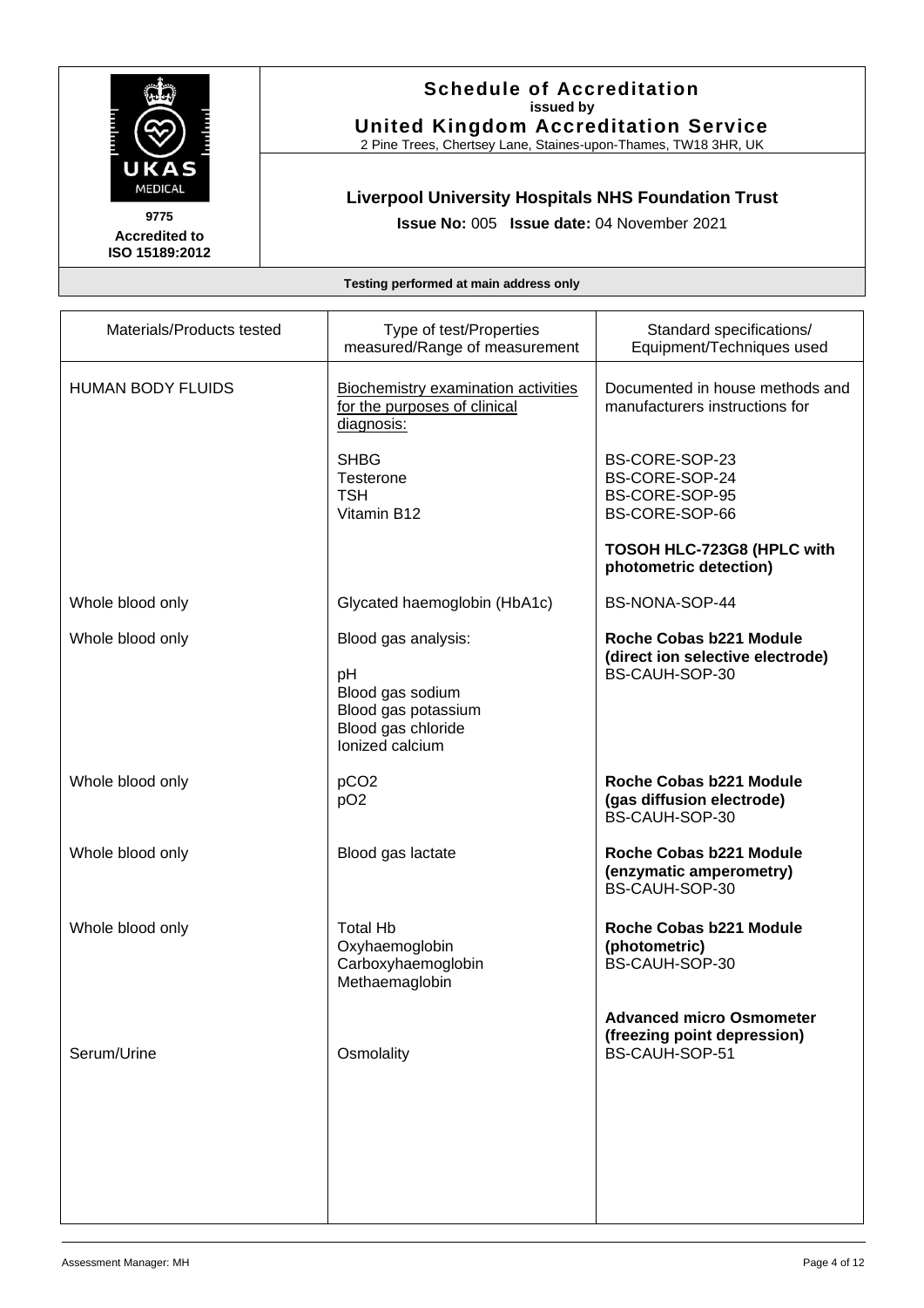**Schedule of Accreditation**
**issued by**
**United Kingdom Accreditation Service**
2 Pine Trees, Chertsey Lane, Staines-upon-Thames, TW18 3HR, UK

UKAS MEDICAL

**9775**
**Accredited to ISO 15189:2012**

**Liverpool University Hospitals NHS Foundation Trust**

**Issue No:** 005 **Issue date:** 04 November 2021

**Testing performed at main address only**

| Materials/Products tested | Type of test/Properties measured/Range of measurement | Standard specifications/ Equipment/Techniques used |
|---|---|---|
| HUMAN BODY FLUIDS | Biochemistry examination activities for the purposes of clinical diagnosis: | Documented in house methods and manufacturers instructions for |
| | SHBG<br>Testerone<br>TSH<br>Vitamin B12 | BS-CORE-SOP-23<br>BS-CORE-SOP-24<br>BS-CORE-SOP-95<br>BS-CORE-SOP-66 |
| | | **TOSOH HLC-723G8 (HPLC with photometric detection)** |
| Whole blood only | Glycated haemoglobin (HbA1c) | BS-NONA-SOP-44 |
| Whole blood only | Blood gas analysis:<br><br>pH<br>Blood gas sodium<br>Blood gas potassium<br>Blood gas chloride<br>Ionized calcium | **Roche Cobas b221 Module (direct ion selective electrode)**<br>BS-CAUH-SOP-30 |
| Whole blood only | $pCO_2$<br>$pO_2$ | **Roche Cobas b221 Module (gas diffusion electrode)**<br>BS-CAUH-SOP-30 |
| Whole blood only | Blood gas lactate | **Roche Cobas b221 Module (enzymatic amperometry)**<br>BS-CAUH-SOP-30 |
| Whole blood only | Total Hb<br>Oxyhaemoglobin<br>Carboxyhaemoglobin<br>Methaemaglobin | **Roche Cobas b221 Module (photometric)**<br>BS-CAUH-SOP-30 |
| Serum/Urine | Osmolality | **Advanced micro Osmometer (freezing point depression)**<br>BS-CAUH-SOP-51 |

Assessment Manager: MH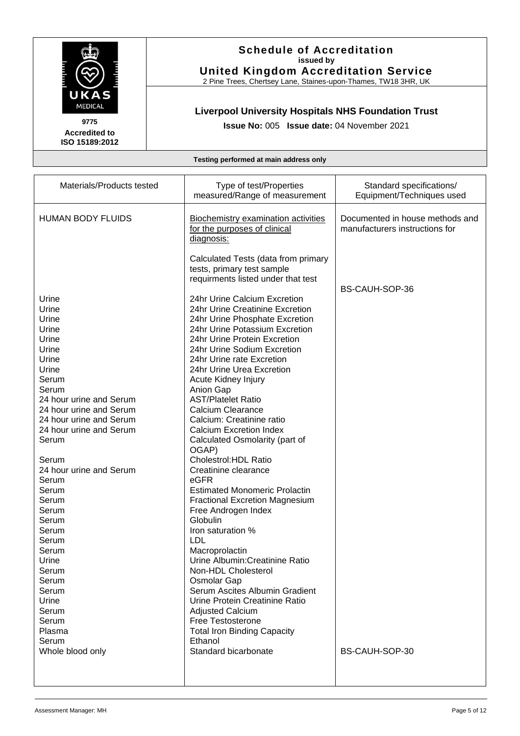# Schedule of Accreditation
issued by
**United Kingdom Accreditation Service**
2 Pine Trees, Chertsey Lane, Staines-upon-Thames, TW18 3HR, UK

UKAS MEDICAL
9775
**Accredited to ISO 15189:2012**

## Liverpool University Hospitals NHS Foundation Trust

**Issue No:** 005 **Issue date:** 04 November 2021

**Testing performed at main address only**

| Materials/Products tested | Type of test/Properties measured/Range of measurement | Standard specifications/ Equipment/Techniques used |
|---|---|---|
| HUMAN BODY FLUIDS | Biochemistry examination activities for the purposes of clinical diagnosis: | Documented in house methods and manufacturers instructions for |
| | Calculated Tests (data from primary tests, primary test sample requirments listed under that test | |
| | | BS-CAUH-SOP-36 |
| Urine | 24hr Urine Calcium Excretion | |
| Urine | 24hr Urine Creatinine Excretion | |
| Urine | 24hr Urine Phosphate Excretion | |
| Urine | 24hr Urine Potassium Excretion | |
| Urine | 24hr Urine Protein Excretion | |
| Urine | 24hr Urine Sodium Excretion | |
| Urine | 24hr Urine rate Excretion | |
| Urine | 24hr Urine Urea Excretion | |
| Serum | Acute Kidney Injury | |
| Serum | Anion Gap | |
| 24 hour urine and Serum | AST/Platelet Ratio | |
| 24 hour urine and Serum | Calcium Clearance | |
| 24 hour urine and Serum | Calcium: Creatinine ratio | |
| 24 hour urine and Serum | Calcium Excretion Index | |
| Serum | Calculated Osmolarity (part of OGAP) | |
| Serum | Cholestrol:HDL Ratio | |
| 24 hour urine and Serum | Creatinine clearance | |
| Serum | eGFR | |
| Serum | Estimated Monomeric Prolactin | |
| Serum | Fractional Excretion Magnesium | |
| Serum | Free Androgen Index | |
| Serum | Globulin | |
| Serum | Iron saturation % | |
| Serum | LDL | |
| Serum | Macroprolactin | |
| Urine | Urine Albumin:Creatinine Ratio | |
| Serum | Non-HDL Cholesterol | |
| Serum | Osmolar Gap | |
| Serum | Serum Ascites Albumin Gradient | |
| Urine | Urine Protein Creatinine Ratio | |
| Serum | Adjusted Calcium | |
| Serum | Free Testosterone | |
| Plasma | Total Iron Binding Capacity | |
| Serum | Ethanol | |
| Whole blood only | Standard bicarbonate | BS-CAUH-SOP-30 |

Assessment Manager: MH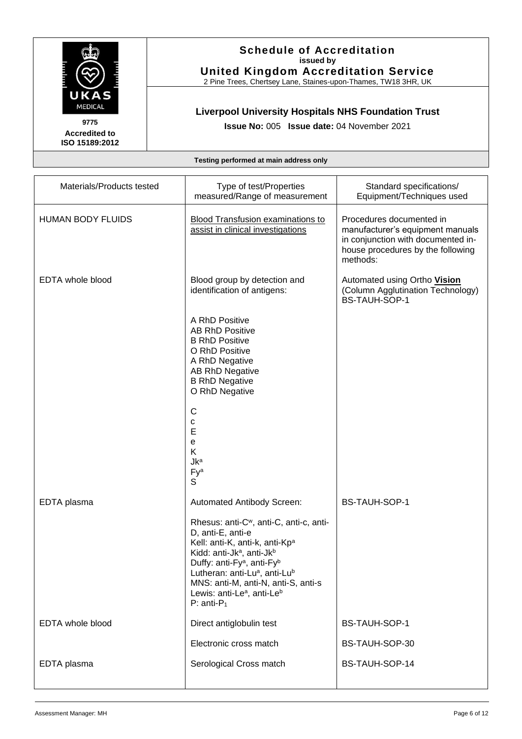**Schedule of Accreditation**
**issued by**
**United Kingdom Accreditation Service**
2 Pine Trees, Chertsey Lane, Staines-upon-Thames, TW18 3HR, UK

**9775**
**Accredited to ISO 15189:2012**

**Liverpool University Hospitals NHS Foundation Trust**

**Issue No:** 005 **Issue date:** 04 November 2021

**Testing performed at main address only**

| Materials/Products tested | Type of test/Properties measured/Range of measurement | Standard specifications/ Equipment/Techniques used |
|---|---|---|
| HUMAN BODY FLUIDS | Blood Transfusion examinations to assist in clinical investigations | Procedures documented in manufacturer's equipment manuals in conjunction with documented in-house procedures by the following methods: |
| EDTA whole blood | Blood group by detection and identification of antigens:<br><br>A RhD Positive<br>AB RhD Positive<br>B RhD Positive<br>O RhD Positive<br>A RhD Negative<br>AB RhD Negative<br>B RhD Negative<br>O RhD Negative<br><br>C<br>c<br>E<br>e<br>K<br>$Jk^a$<br>$Fy^a$<br>S | Automated using Ortho **Vision** (Column Agglutination Technology)<br>BS-TAUH-SOP-1 |
| EDTA plasma | Automated Antibody Screen:<br><br>Rhesus: anti-$C^w$, anti-C, anti-c, anti-D, anti-E, anti-e<br>Kell: anti-K, anti-k, anti-$Kp^a$<br>Kidd: anti-$Jk^a$, anti-$Jk^b$<br>Duffy: anti-$Fy^a$, anti-$Fy^b$<br>Lutheran: anti-$Lu^a$, anti-$Lu^b$<br>MNS: anti-M, anti-N, anti-S, anti-s<br>Lewis: anti-$Le^a$, anti-$Le^b$<br>P: anti-$P_1$ | BS-TAUH-SOP-1 |
| EDTA whole blood | Direct antiglobulin test | BS-TAUH-SOP-1 |
| | Electronic cross match | BS-TAUH-SOP-30 |
| EDTA plasma | Serological Cross match | BS-TAUH-SOP-14 |

Assessment Manager: MH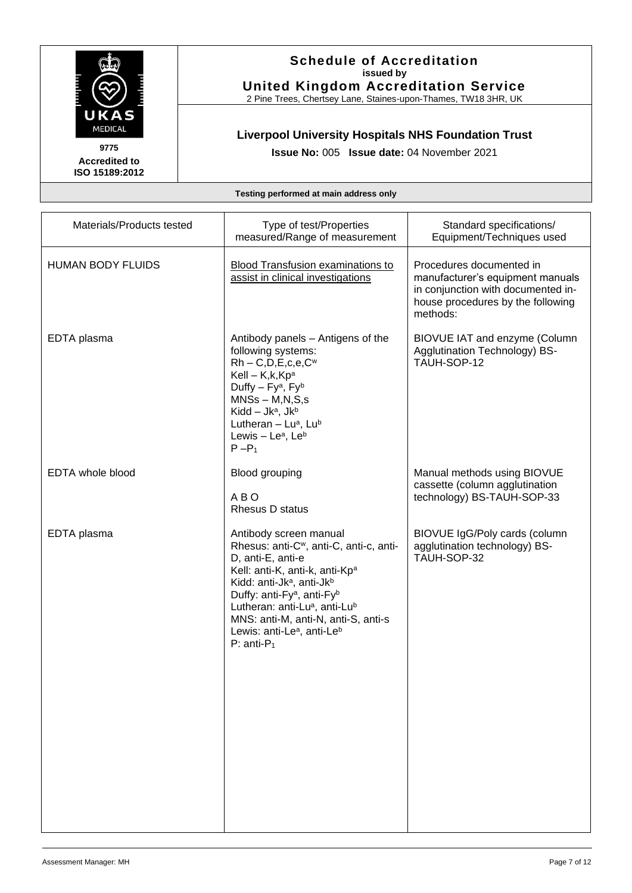**Schedule of Accreditation**
**issued by**
**United Kingdom Accreditation Service**
2 Pine Trees, Chertsey Lane, Staines-upon-Thames, TW18 3HR, UK

**9775**
**Accredited to ISO 15189:2012**

**Liverpool University Hospitals NHS Foundation Trust**

**Issue No:** 005 **Issue date:** 04 November 2021

**Testing performed at main address only**

| Materials/Products tested | Type of test/Properties measured/Range of measurement | Standard specifications/ Equipment/Techniques used |
|---|---|---|
| HUMAN BODY FLUIDS | Blood Transfusion examinations to assist in clinical investigations | Procedures documented in manufacturer's equipment manuals in conjunction with documented in-house procedures by the following methods: |
| EDTA plasma | Antibody panels – Antigens of the following systems:<br>Rh – C,D,E,c,e,$C^w$<br>Kell – K,k,$Kp^a$<br>Duffy – $Fy^a$, $Fy^b$<br>MNSs – M,N,S,s<br>Kidd – $Jk^a$, $Jk^b$<br>Lutheran – $Lu^a$, $Lu^b$<br>Lewis – $Le^a$, $Le^b$<br>P –$P_1$ | BIOVUE IAT and enzyme (Column Agglutination Technology) BS-TAUH-SOP-12 |
| EDTA whole blood | Blood grouping<br><br>A B O<br>Rhesus D status | Manual methods using BIOVUE cassette (column agglutination technology) BS-TAUH-SOP-33 |
| EDTA plasma | Antibody screen manual<br>Rhesus: anti-$C^w$, anti-C, anti-c, anti-D, anti-E, anti-e<br>Kell: anti-K, anti-k, anti-$Kp^a$<br>Kidd: anti-$Jk^a$, anti-$Jk^b$<br>Duffy: anti-$Fy^a$, anti-$Fy^b$<br>Lutheran: anti-$Lu^a$, anti-$Lu^b$<br>MNS: anti-M, anti-N, anti-S, anti-s<br>Lewis: anti-$Le^a$, anti-$Le^b$<br>P: anti-$P_1$ | BIOVUE IgG/Poly cards (column agglutination technology) BS-TAUH-SOP-32 |

Assessment Manager: MH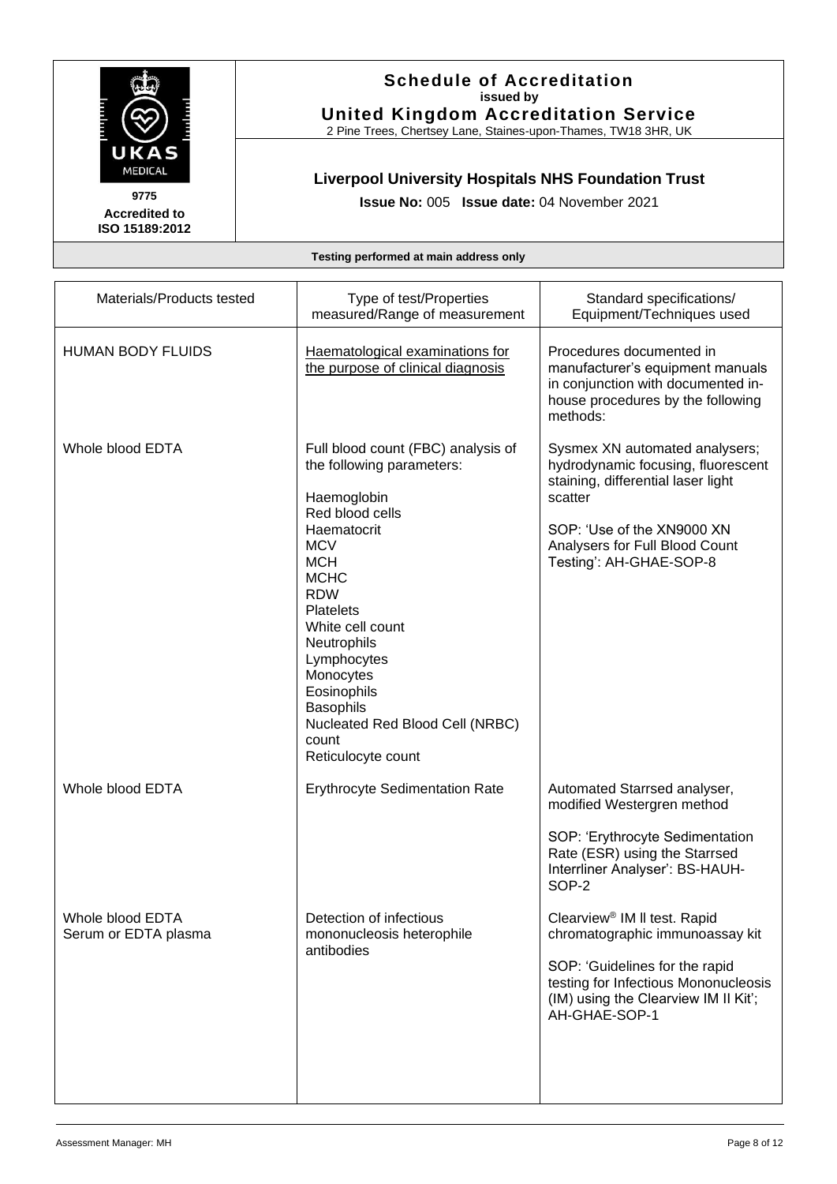# Schedule of Accreditation

**issued by**

**United Kingdom Accreditation Service**

2 Pine Trees, Chertsey Lane, Staines-upon-Thames, TW18 3HR, UK

**9775**
**Accredited to ISO 15189:2012**

## Liverpool University Hospitals NHS Foundation Trust

**Issue No:** 005 **Issue date:** 04 November 2021

**Testing performed at main address only**

| Materials/Products tested | Type of test/Properties measured/Range of measurement | Standard specifications/ Equipment/Techniques used |
|---|---|---|
| HUMAN BODY FLUIDS | Haematological examinations for the purpose of clinical diagnosis | Procedures documented in manufacturer's equipment manuals in conjunction with documented in-house procedures by the following methods: |
| Whole blood EDTA | Full blood count (FBC) analysis of the following parameters:<br><br>Haemoglobin<br>Red blood cells<br>Haematocrit<br>MCV<br>MCH<br>MCHC<br>RDW<br>Platelets<br>White cell count<br>Neutrophils<br>Lymphocytes<br>Monocytes<br>Eosinophils<br>Basophils<br>Nucleated Red Blood Cell (NRBC) count<br>Reticulocyte count | Sysmex XN automated analysers; hydrodynamic focusing, fluorescent staining, differential laser light scatter<br><br>SOP: 'Use of the XN9000 XN Analysers for Full Blood Count Testing': AH-GHAE-SOP-8 |
| Whole blood EDTA | Erythrocyte Sedimentation Rate | Automated Starrsed analyser, modified Westergren method<br><br>SOP: 'Erythrocyte Sedimentation Rate (ESR) using the Starrsed Interrliner Analyser': BS-HAUH-SOP-2 |
| Whole blood EDTA<br>Serum or EDTA plasma | Detection of infectious mononucleosis heterophile antibodies | Clearview® IM II test. Rapid chromatographic immunoassay kit<br><br>SOP: 'Guidelines for the rapid testing for Infectious Mononucleosis (IM) using the Clearview IM II Kit'; AH-GHAE-SOP-1 |

Assessment Manager: MH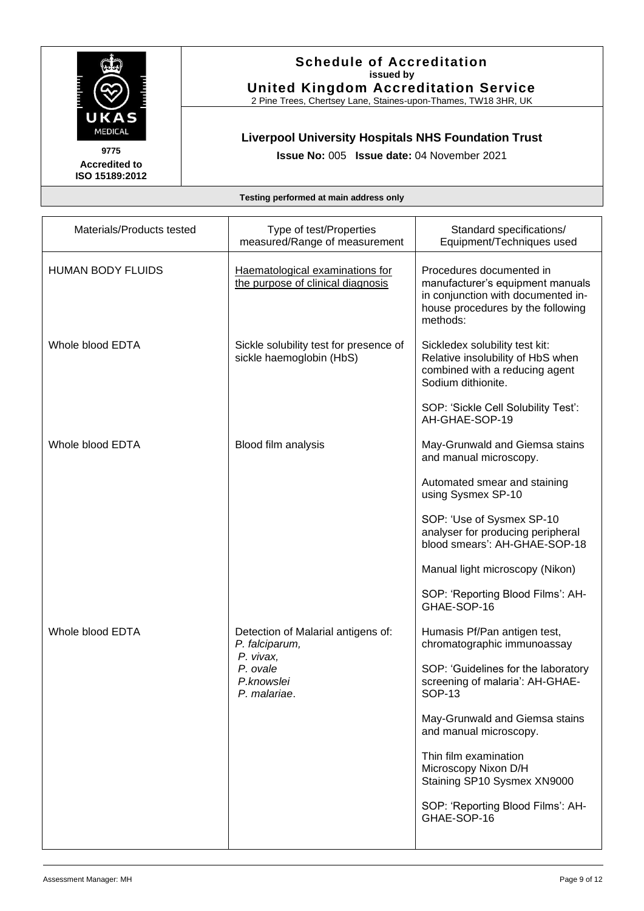**Schedule of Accreditation**
**issued by**
**United Kingdom Accreditation Service**
2 Pine Trees, Chertsey Lane, Staines-upon-Thames, TW18 3HR, UK

9775
**Accredited to ISO 15189:2012**

**Liverpool University Hospitals NHS Foundation Trust**

**Issue No:** 005 **Issue date:** 04 November 2021

**Testing performed at main address only**

| Materials/Products tested | Type of test/Properties measured/Range of measurement | Standard specifications/ Equipment/Techniques used |
|---|---|---|
| HUMAN BODY FLUIDS | Haematological examinations for the purpose of clinical diagnosis | Procedures documented in manufacturer's equipment manuals in conjunction with documented in-house procedures by the following methods: |
| Whole blood EDTA | Sickle solubility test for presence of sickle haemoglobin (HbS) | Sickledex solubility test kit: Relative insolubility of HbS when combined with a reducing agent Sodium dithionite.<br><br>SOP: 'Sickle Cell Solubility Test': AH-GHAE-SOP-19 |
| Whole blood EDTA | Blood film analysis | May-Grunwald and Giemsa stains and manual microscopy.<br><br>Automated smear and staining using Sysmex SP-10<br><br>SOP: 'Use of Sysmex SP-10 analyser for producing peripheral blood smears': AH-GHAE-SOP-18<br><br>Manual light microscopy (Nikon)<br><br>SOP: 'Reporting Blood Films': AH-GHAE-SOP-16 |
| Whole blood EDTA | Detection of Malarial antigens of: *P. falciparum*, *P. vivax*, *P. ovale* *P.knowslei* *P. malariae*. | Humasis Pf/Pan antigen test, chromatographic immunoassay<br><br>SOP: 'Guidelines for the laboratory screening of malaria': AH-GHAE-SOP-13<br><br>May-Grunwald and Giemsa stains and manual microscopy.<br><br>Thin film examination Microscopy Nixon D/H Staining SP10 Sysmex XN9000<br><br>SOP: 'Reporting Blood Films': AH-GHAE-SOP-16 |

Assessment Manager: MH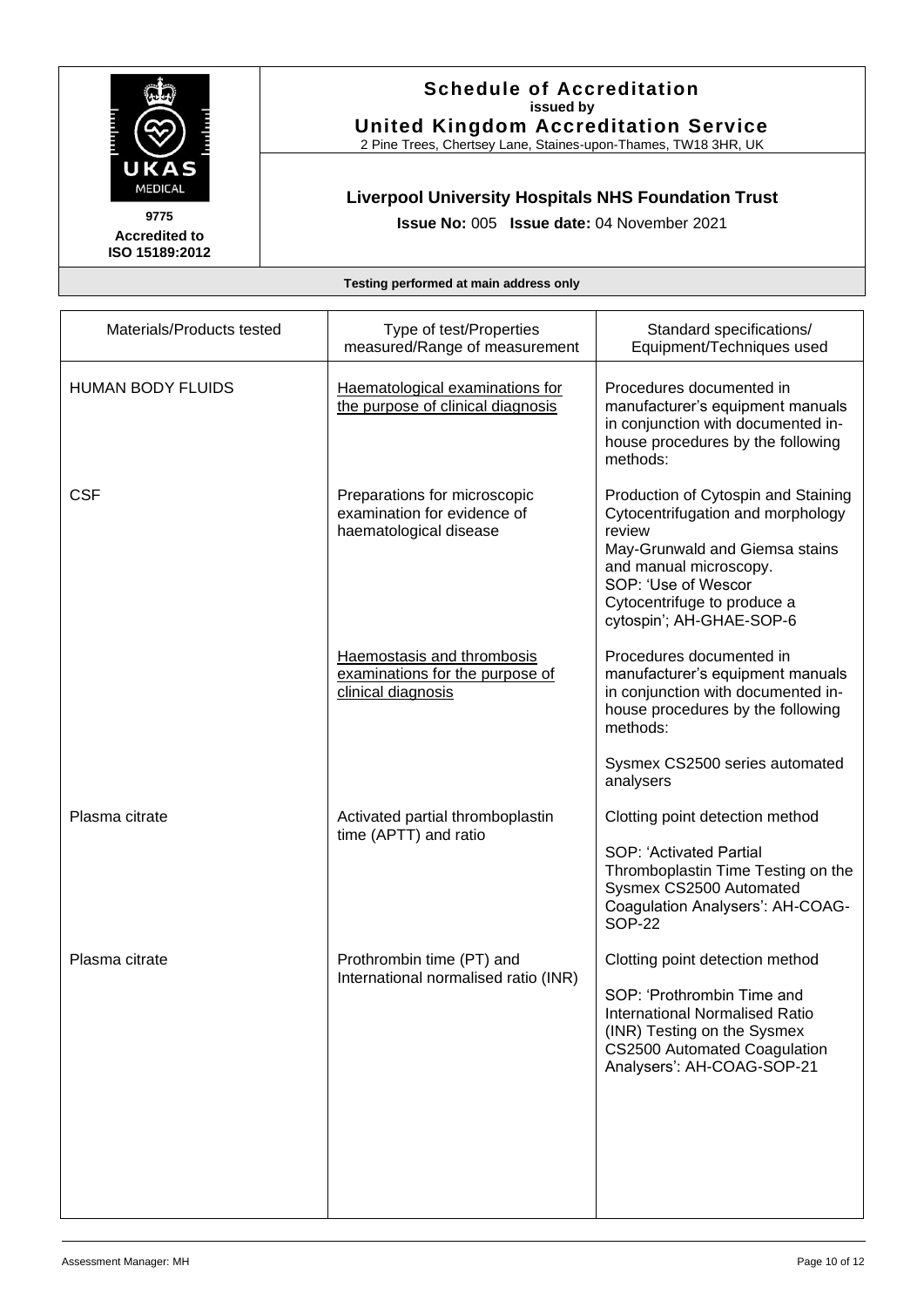# Schedule of Accreditation
**issued by**
**United Kingdom Accreditation Service**
2 Pine Trees, Chertsey Lane, Staines-upon-Thames, TW18 3HR, UK

**9775**
**Accredited to ISO 15189:2012**

## Liverpool University Hospitals NHS Foundation Trust

**Issue No:** 005 **Issue date:** 04 November 2021

**Testing performed at main address only**

| Materials/Products tested | Type of test/Properties measured/Range of measurement | Standard specifications/ Equipment/Techniques used |
|---|---|---|
| HUMAN BODY FLUIDS | Haematological examinations for the purpose of clinical diagnosis | Procedures documented in manufacturer's equipment manuals in conjunction with documented in-house procedures by the following methods: |
| CSF | Preparations for microscopic examination for evidence of haematological disease | Production of Cytospin and Staining Cytocentrifugation and morphology review<br>May-Grunwald and Giemsa stains and manual microscopy.<br>SOP: 'Use of Wescor Cytocentrifuge to produce a cytospin'; AH-GHAE-SOP-6 |
| | Haemostasis and thrombosis examinations for the purpose of clinical diagnosis | Procedures documented in manufacturer's equipment manuals in conjunction with documented in-house procedures by the following methods:<br><br>Sysmex CS2500 series automated analysers |
| Plasma citrate | Activated partial thromboplastin time (APTT) and ratio | Clotting point detection method<br><br>SOP: 'Activated Partial Thromboplastin Time Testing on the Sysmex CS2500 Automated Coagulation Analysers': AH-COAG-SOP-22 |
| Plasma citrate | Prothrombin time (PT) and International normalised ratio (INR) | Clotting point detection method<br><br>SOP: 'Prothrombin Time and International Normalised Ratio (INR) Testing on the Sysmex CS2500 Automated Coagulation Analysers': AH-COAG-SOP-21 |

Assessment Manager: MH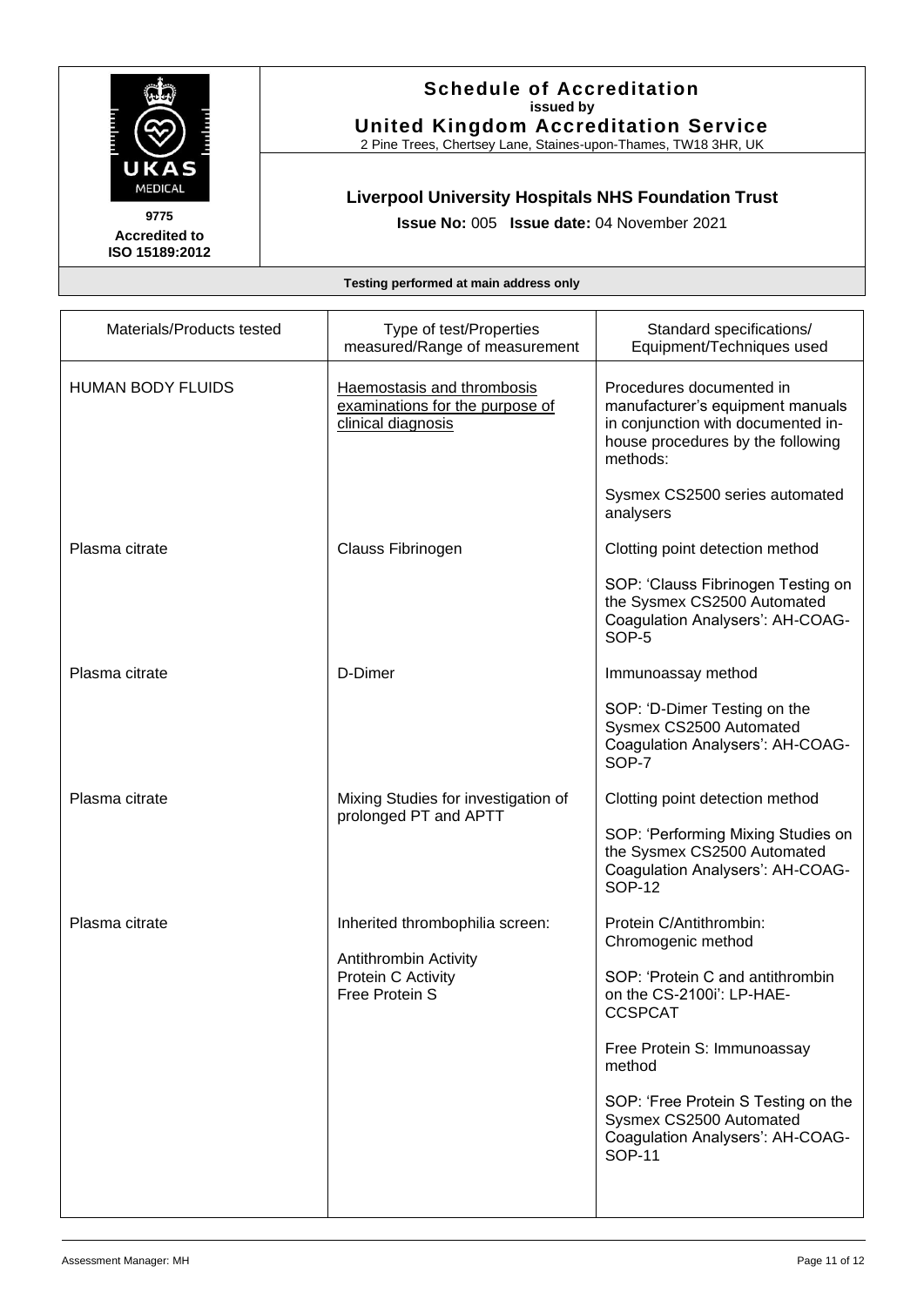# Schedule of Accreditation
**issued by**
**United Kingdom Accreditation Service**
2 Pine Trees, Chertsey Lane, Staines-upon-Thames, TW18 3HR, UK

9775
**Accredited to ISO 15189:2012**

## Liverpool University Hospitals NHS Foundation Trust

**Issue No:** 005 **Issue date:** 04 November 2021

**Testing performed at main address only**

| Materials/Products tested | Type of test/Properties measured/Range of measurement | Standard specifications/ Equipment/Techniques used |
|---|---|---|
| HUMAN BODY FLUIDS | Haemostasis and thrombosis examinations for the purpose of clinical diagnosis | Procedures documented in manufacturer's equipment manuals in conjunction with documented in-house procedures by the following methods:<br><br>Sysmex CS2500 series automated analysers |
| Plasma citrate | Clauss Fibrinogen | Clotting point detection method<br><br>SOP: 'Clauss Fibrinogen Testing on the Sysmex CS2500 Automated Coagulation Analysers': AH-COAG-SOP-5 |
| Plasma citrate | D-Dimer | Immunoassay method<br><br>SOP: 'D-Dimer Testing on the Sysmex CS2500 Automated Coagulation Analysers': AH-COAG-SOP-7 |
| Plasma citrate | Mixing Studies for investigation of prolonged PT and APTT | Clotting point detection method<br><br>SOP: 'Performing Mixing Studies on the Sysmex CS2500 Automated Coagulation Analysers': AH-COAG-SOP-12 |
| Plasma citrate | Inherited thrombophilia screen:<br><br>Antithrombin Activity<br>Protein C Activity<br>Free Protein S | Protein C/Antithrombin: Chromogenic method<br><br>SOP: 'Protein C and antithrombin on the CS-2100i': LP-HAE-CCSPCAT<br><br>Free Protein S: Immunoassay method<br><br>SOP: 'Free Protein S Testing on the Sysmex CS2500 Automated Coagulation Analysers': AH-COAG-SOP-11 |

Assessment Manager: MH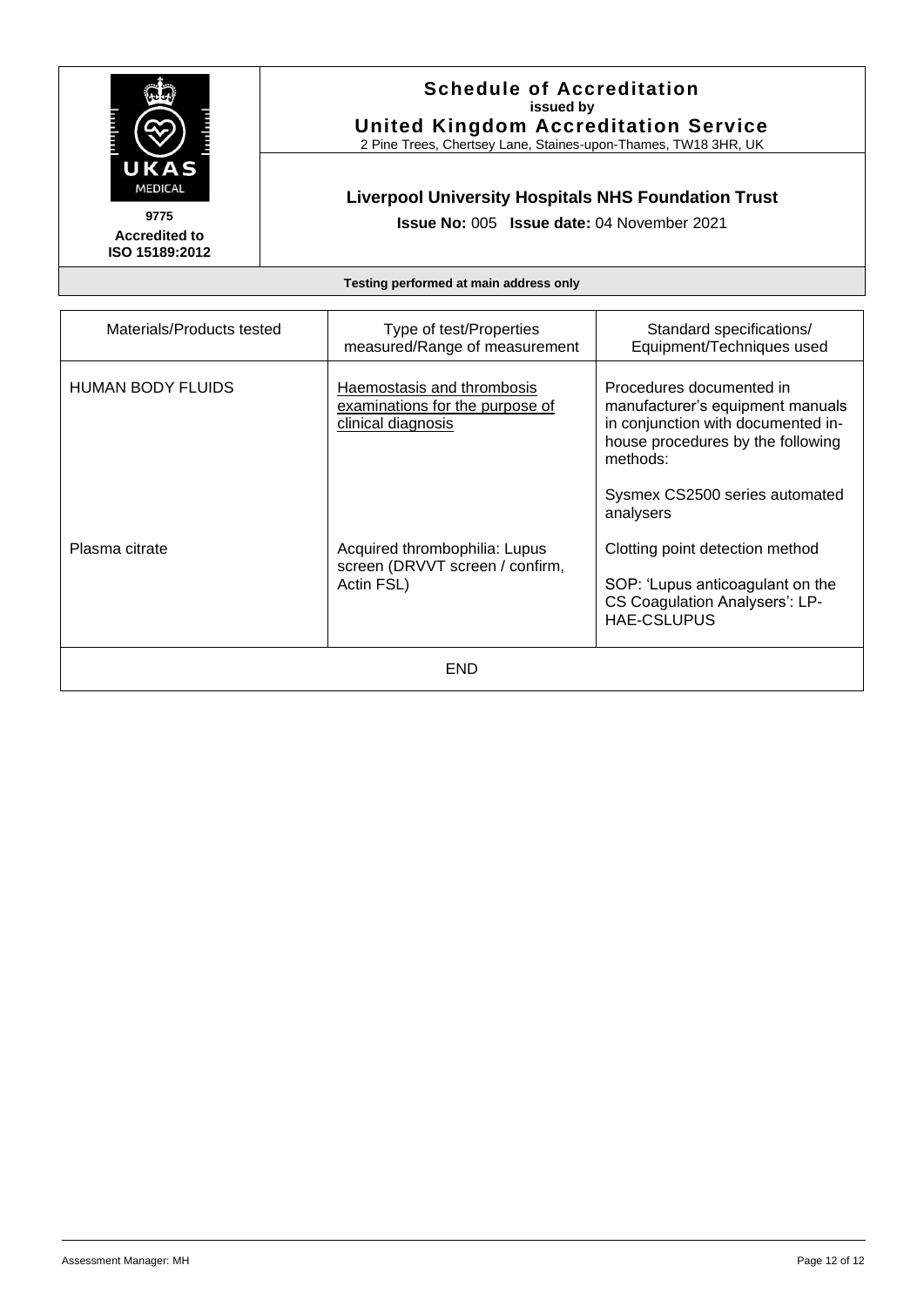**Schedule of Accreditation**
**issued by**
**United Kingdom Accreditation Service**
2 Pine Trees, Chertsey Lane, Staines-upon-Thames, TW18 3HR, UK

UKAS MEDICAL

**9775**
**Accredited to ISO 15189:2012**

## Liverpool University Hospitals NHS Foundation Trust

**Issue No:** 005 **Issue date:** 04 November 2021

**Testing performed at main address only**

| Materials/Products tested | Type of test/Properties measured/Range of measurement | Standard specifications/ Equipment/Techniques used |
|---|---|---|
| HUMAN BODY FLUIDS | Haemostasis and thrombosis examinations for the purpose of clinical diagnosis | Procedures documented in manufacturer's equipment manuals in conjunction with documented in-house procedures by the following methods:<br><br>Sysmex CS2500 series automated analysers |
| Plasma citrate | Acquired thrombophilia: Lupus screen (DRVVT screen / confirm, Actin FSL) | Clotting point detection method<br><br>SOP: 'Lupus anticoagulant on the CS Coagulation Analysers': LP-HAE-CSLUPUS |

END

Assessment Manager: MH